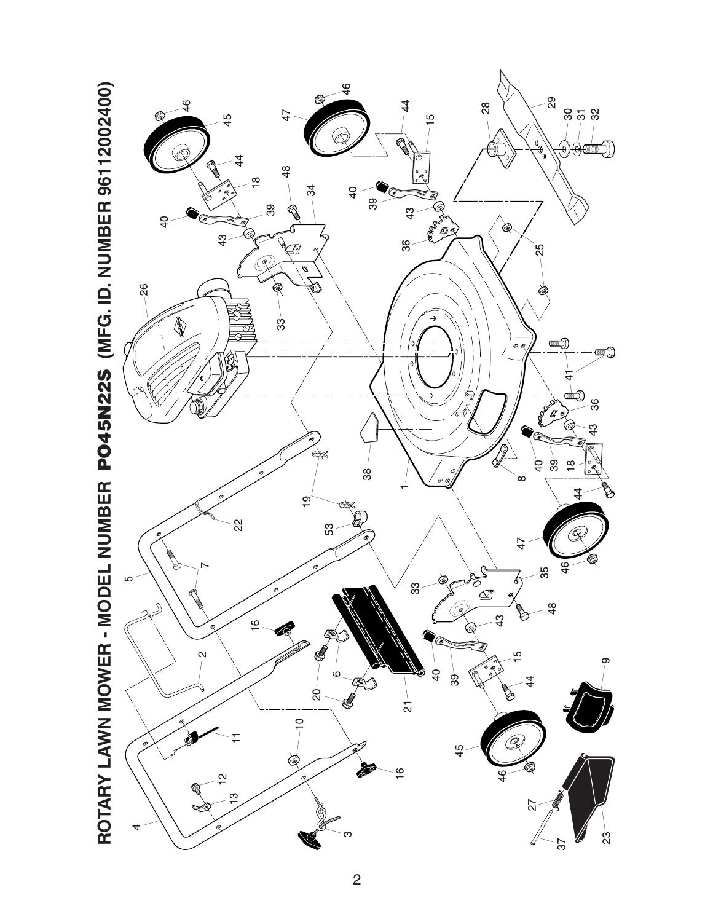# ROTARY LAWN MOWER - MODEL NUMBER PO45N22S (MFG. ID. NUMBER 96112002400)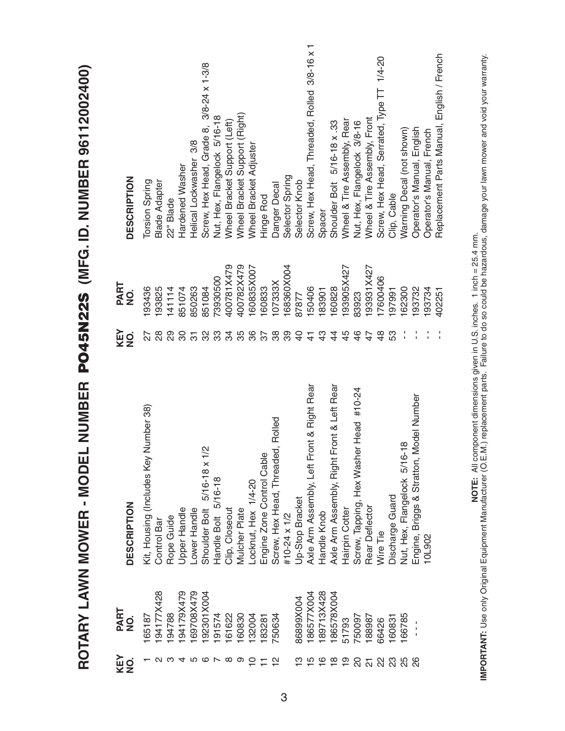# ROTARY LAWN MOWER - MODEL NUMBER PO45N22S (MFG. ID. NUMBER 96112002400)

| KEY NO. | PART NO. | DESCRIPTION |
|---|---|---|
| 1 | 165187 | Kit, Housing (Includes Key Number 38) |
| 2 | 194177X428 | Control Bar |
| 3 | 194788 | Rope Guide |
| 4 | 194179X479 | Upper Handle |
| 5 | 169708X479 | Lower Handle |
| 6 | 192301X004 | Shoulder Bolt 5/16-18 x 1/2 |
| 7 | 191574 | Handle Bolt 5/16-18 |
| 8 | 161622 | Clip, Closeout |
| 9 | 160830 | Mulcher Plate |
| 10 | 132004 | Locknut, Hex 1/4-20 |
| 11 | 183281 | Engine Zone Control Cable |
| 12 | 750634 | Screw, Hex Head, Threaded, Rolled #10-24 x 1/2 |
| 13 | 86899X004 | Up-Stop Bracket |
| 15 | 186577X004 | Axle Arm Assembly, Left Front & Right Rear |
| 16 | 189713X428 | Handle Knob |
| 18 | 186578X004 | Axle Arm Assembly, Right Front & Left Rear |
| 19 | 51793 | Hairpin Cotter |
| 20 | 750097 | Screw, Tapping, Hex Washer Head #10-24 |
| 21 | 188987 | Rear Deflector |
| 22 | 66426 | Wire Tie |
| 23 | 160831 | Discharge Guard |
| 25 | 166785 | Nut, Hex, Flangelock 5/16-18 |
| 26 | - - - | Engine, Briggs & Stratton, Model Number 10L902 |
| 27 | 193436 | Torsion Spring |
| 28 | 193825 | Blade Adapter |
| 29 | 141114 | 22" Blade |
| 30 | 851074 | Hardened Washer |
| 31 | 850263 | Helical Lockwasher 3/8 |
| 32 | 851084 | Screw, Hex Head, Grade 8, 3/8-24 x 1-3/8 |
| 33 | 73930500 | Nut, Hex, Flangelock 5/16-18 |
| 34 | 400781X479 | Wheel Bracket Support (Left) |
| 35 | 400782X479 | Wheel Bracket Support (Right) |
| 36 | 160835X007 | Wheel Bracket Adjuster |
| 37 | 160833 | Hinge Rod |
| 38 | 107333X | Danger Decal |
| 39 | 168360X004 | Selector Spring |
| 40 | 87877 | Selector Knob |
| 41 | 150406 | Screw, Hex Head, Threaded, Rolled 3/8-16 x 1 |
| 43 | 183901 | Spacer |
| 44 | 160828 | Shoulder Bolt 5/16-18 x .33 |
| 45 | 193905X427 | Wheel & Tire Assembly, Rear |
| 46 | 83923 | Nut, Hex, Flangelock 3/8-16 |
| 47 | 193931X427 | Wheel & Tire Assembly, Front |
| 48 | 17600406 | Screw, Hex Head, Serrated, Type TT 1/4-20 |
| 53 | 197991 | Clip, Cable |
| - - | 162300 | Warning Decal (not shown) |
| - - | 193732 | Operator's Manual, English |
| - - | 193734 | Operator's Manual, French |
| - - | 402251 | Replacement Parts Manual, English / French |

**NOTE:** All component dimensions given in U.S. inches. 1 inch = 25.4 mm.

**IMPORTANT:** Use only Original Equipment Manufacturer (O.E.M.) replacement parts. Failure to do so could be hazardous, damage your lawn mower and void your warranty.